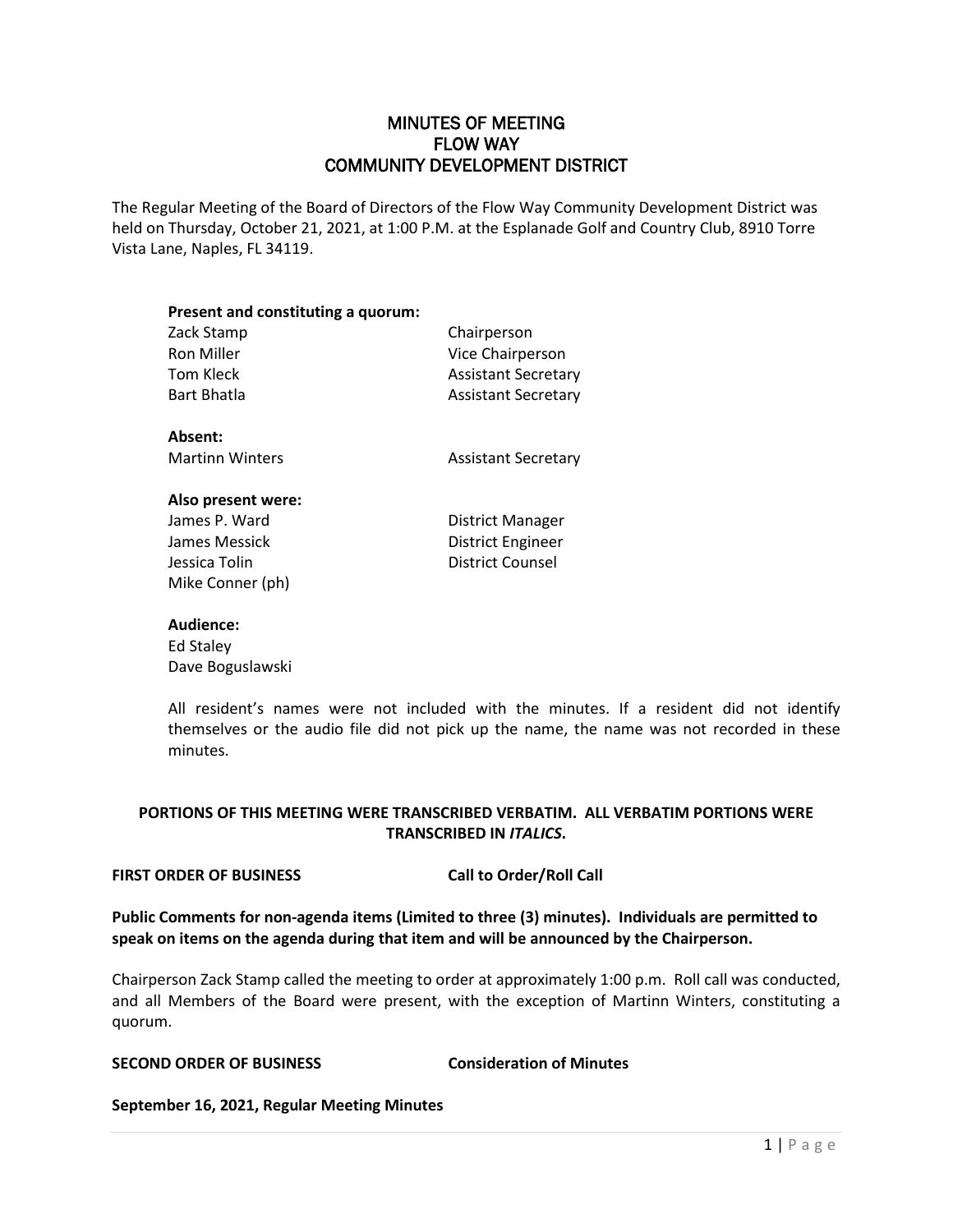# MINUTES OF MEETING
# FLOW WAY
# COMMUNITY DEVELOPMENT DISTRICT

The Regular Meeting of the Board of Directors of the Flow Way Community Development District was held on Thursday, October 21, 2021, at 1:00 P.M. at the Esplanade Golf and Country Club, 8910 Torre Vista Lane, Naples, FL 34119.

**Present and constituting a quorum:**

| | |
|---|---|
| Zack Stamp | Chairperson |
| Ron Miller | Vice Chairperson |
| Tom Kleck | Assistant Secretary |
| Bart Bhatla | Assistant Secretary |

**Absent:**

| | |
|---|---|
| Martinn Winters | Assistant Secretary |

**Also present were:**

| | |
|---|---|
| James P. Ward | District Manager |
| James Messick | District Engineer |
| Jessica Tolin | District Counsel |
| Mike Conner (ph) | |

**Audience:**

Ed Staley
Dave Boguslawski

All resident's names were not included with the minutes. If a resident did not identify themselves or the audio file did not pick up the name, the name was not recorded in these minutes.

**PORTIONS OF THIS MEETING WERE TRANSCRIBED VERBATIM. ALL VERBATIM PORTIONS WERE TRANSCRIBED IN *ITALICS*.**

**FIRST ORDER OF BUSINESS** **Call to Order/Roll Call**

**Public Comments for non-agenda items (Limited to three (3) minutes). Individuals are permitted to speak on items on the agenda during that item and will be announced by the Chairperson.**

Chairperson Zack Stamp called the meeting to order at approximately 1:00 p.m. Roll call was conducted, and all Members of the Board were present, with the exception of Martinn Winters, constituting a quorum.

**SECOND ORDER OF BUSINESS** **Consideration of Minutes**

**September 16, 2021, Regular Meeting Minutes**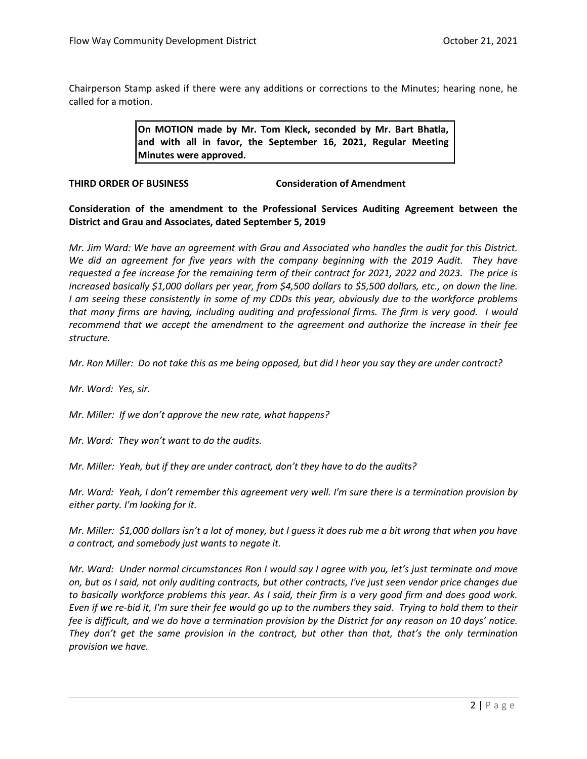Chairperson Stamp asked if there were any additions or corrections to the Minutes; hearing none, he called for a motion.

> **On MOTION made by Mr. Tom Kleck, seconded by Mr. Bart Bhatla, and with all in favor, the September 16, 2021, Regular Meeting Minutes were approved.**

**THIRD ORDER OF BUSINESS** **Consideration of Amendment**

**Consideration of the amendment to the Professional Services Auditing Agreement between the District and Grau and Associates, dated September 5, 2019**

*Mr. Jim Ward: We have an agreement with Grau and Associated who handles the audit for this District. We did an agreement for five years with the company beginning with the 2019 Audit. They have requested a fee increase for the remaining term of their contract for 2021, 2022 and 2023. The price is increased basically $1,000 dollars per year, from $4,500 dollars to $5,500 dollars, etc., on down the line. I am seeing these consistently in some of my CDDs this year, obviously due to the workforce problems that many firms are having, including auditing and professional firms. The firm is very good. I would recommend that we accept the amendment to the agreement and authorize the increase in their fee structure.*

*Mr. Ron Miller: Do not take this as me being opposed, but did I hear you say they are under contract?*

*Mr. Ward: Yes, sir.*

*Mr. Miller: If we don't approve the new rate, what happens?*

*Mr. Ward: They won't want to do the audits.*

*Mr. Miller: Yeah, but if they are under contract, don't they have to do the audits?*

*Mr. Ward: Yeah, I don't remember this agreement very well. I'm sure there is a termination provision by either party. I'm looking for it.*

*Mr. Miller: $1,000 dollars isn't a lot of money, but I guess it does rub me a bit wrong that when you have a contract, and somebody just wants to negate it.*

*Mr. Ward: Under normal circumstances Ron I would say I agree with you, let's just terminate and move on, but as I said, not only auditing contracts, but other contracts, I've just seen vendor price changes due to basically workforce problems this year. As I said, their firm is a very good firm and does good work. Even if we re-bid it, I'm sure their fee would go up to the numbers they said. Trying to hold them to their fee is difficult, and we do have a termination provision by the District for any reason on 10 days' notice. They don't get the same provision in the contract, but other than that, that's the only termination provision we have.*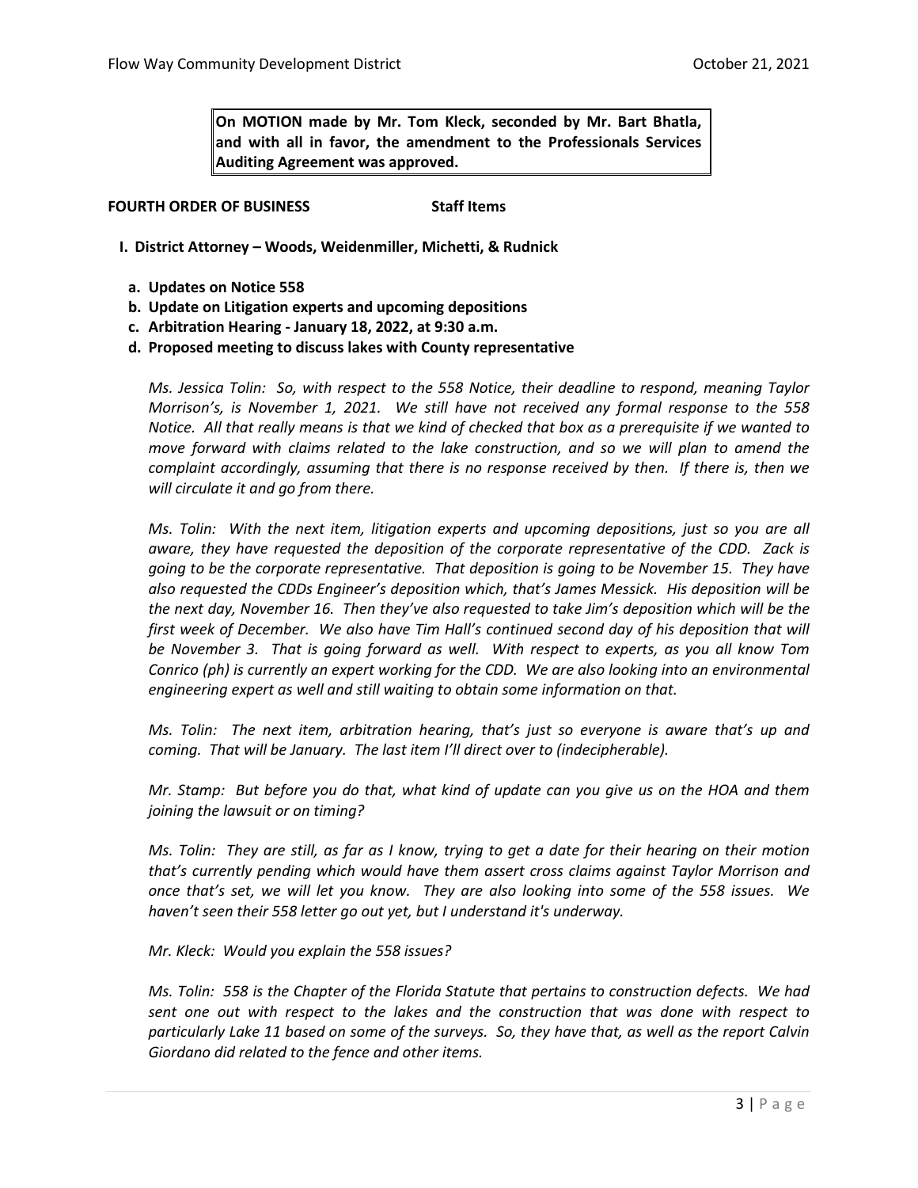**On MOTION made by Mr. Tom Kleck, seconded by Mr. Bart Bhatla, and with all in favor, the amendment to the Professionals Services Auditing Agreement was approved.**

**FOURTH ORDER OF BUSINESS Staff Items**

**I. District Attorney – Woods, Weidenmiller, Michetti, & Rudnick**

**a. Updates on Notice 558**
**b. Update on Litigation experts and upcoming depositions**
**c. Arbitration Hearing - January 18, 2022, at 9:30 a.m.**
**d. Proposed meeting to discuss lakes with County representative**

*Ms. Jessica Tolin: So, with respect to the 558 Notice, their deadline to respond, meaning Taylor Morrison's, is November 1, 2021. We still have not received any formal response to the 558 Notice. All that really means is that we kind of checked that box as a prerequisite if we wanted to move forward with claims related to the lake construction, and so we will plan to amend the complaint accordingly, assuming that there is no response received by then. If there is, then we will circulate it and go from there.*

*Ms. Tolin: With the next item, litigation experts and upcoming depositions, just so you are all aware, they have requested the deposition of the corporate representative of the CDD. Zack is going to be the corporate representative. That deposition is going to be November 15. They have also requested the CDDs Engineer's deposition which, that's James Messick. His deposition will be the next day, November 16. Then they've also requested to take Jim's deposition which will be the first week of December. We also have Tim Hall's continued second day of his deposition that will be November 3. That is going forward as well. With respect to experts, as you all know Tom Conrico (ph) is currently an expert working for the CDD. We are also looking into an environmental engineering expert as well and still waiting to obtain some information on that.*

*Ms. Tolin: The next item, arbitration hearing, that's just so everyone is aware that's up and coming. That will be January. The last item I'll direct over to (indecipherable).*

*Mr. Stamp: But before you do that, what kind of update can you give us on the HOA and them joining the lawsuit or on timing?*

*Ms. Tolin: They are still, as far as I know, trying to get a date for their hearing on their motion that's currently pending which would have them assert cross claims against Taylor Morrison and once that's set, we will let you know. They are also looking into some of the 558 issues. We haven't seen their 558 letter go out yet, but I understand it's underway.*

*Mr. Kleck: Would you explain the 558 issues?*

*Ms. Tolin: 558 is the Chapter of the Florida Statute that pertains to construction defects. We had sent one out with respect to the lakes and the construction that was done with respect to particularly Lake 11 based on some of the surveys. So, they have that, as well as the report Calvin Giordano did related to the fence and other items.*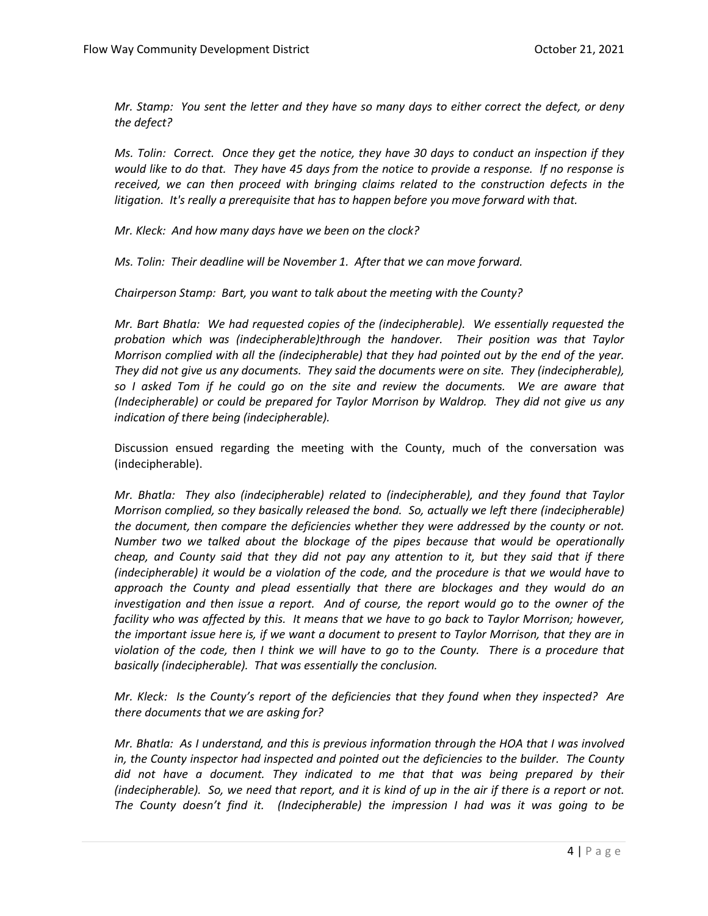*Mr. Stamp: You sent the letter and they have so many days to either correct the defect, or deny the defect?*

*Ms. Tolin: Correct. Once they get the notice, they have 30 days to conduct an inspection if they would like to do that. They have 45 days from the notice to provide a response. If no response is received, we can then proceed with bringing claims related to the construction defects in the litigation. It's really a prerequisite that has to happen before you move forward with that.*

*Mr. Kleck: And how many days have we been on the clock?*

*Ms. Tolin: Their deadline will be November 1. After that we can move forward.*

*Chairperson Stamp: Bart, you want to talk about the meeting with the County?*

*Mr. Bart Bhatla: We had requested copies of the (indecipherable). We essentially requested the probation which was (indecipherable)through the handover. Their position was that Taylor Morrison complied with all the (indecipherable) that they had pointed out by the end of the year. They did not give us any documents. They said the documents were on site. They (indecipherable), so I asked Tom if he could go on the site and review the documents. We are aware that (Indecipherable) or could be prepared for Taylor Morrison by Waldrop. They did not give us any indication of there being (indecipherable).*

Discussion ensued regarding the meeting with the County, much of the conversation was (indecipherable).

*Mr. Bhatla: They also (indecipherable) related to (indecipherable), and they found that Taylor Morrison complied, so they basically released the bond. So, actually we left there (indecipherable) the document, then compare the deficiencies whether they were addressed by the county or not. Number two we talked about the blockage of the pipes because that would be operationally cheap, and County said that they did not pay any attention to it, but they said that if there (indecipherable) it would be a violation of the code, and the procedure is that we would have to approach the County and plead essentially that there are blockages and they would do an investigation and then issue a report. And of course, the report would go to the owner of the facility who was affected by this. It means that we have to go back to Taylor Morrison; however, the important issue here is, if we want a document to present to Taylor Morrison, that they are in violation of the code, then I think we will have to go to the County. There is a procedure that basically (indecipherable). That was essentially the conclusion.*

*Mr. Kleck: Is the County's report of the deficiencies that they found when they inspected? Are there documents that we are asking for?*

*Mr. Bhatla: As I understand, and this is previous information through the HOA that I was involved in, the County inspector had inspected and pointed out the deficiencies to the builder. The County did not have a document. They indicated to me that that was being prepared by their (indecipherable). So, we need that report, and it is kind of up in the air if there is a report or not. The County doesn't find it. (Indecipherable) the impression I had was it was going to be*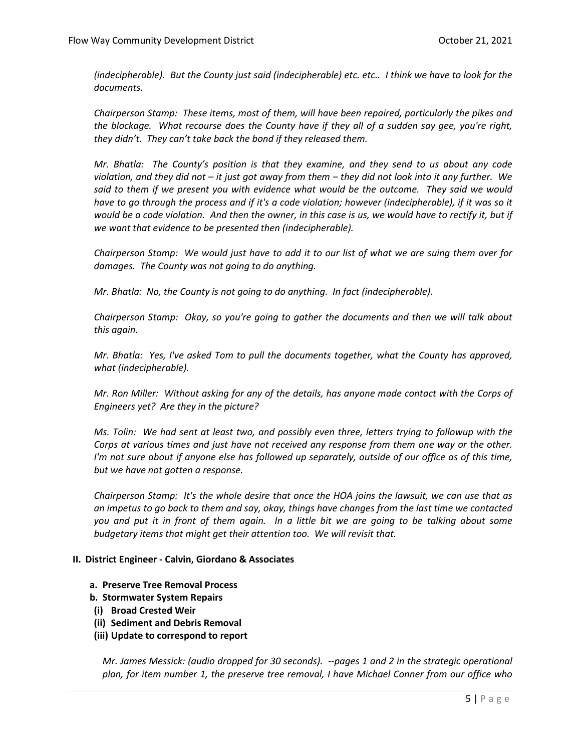*(indecipherable). But the County just said (indecipherable) etc. etc.. I think we have to look for the documents.*

*Chairperson Stamp: These items, most of them, will have been repaired, particularly the pikes and the blockage. What recourse does the County have if they all of a sudden say gee, you're right, they didn't. They can't take back the bond if they released them.*

*Mr. Bhatla: The County's position is that they examine, and they send to us about any code violation, and they did not – it just got away from them – they did not look into it any further. We said to them if we present you with evidence what would be the outcome. They said we would have to go through the process and if it's a code violation; however (indecipherable), if it was so it would be a code violation. And then the owner, in this case is us, we would have to rectify it, but if we want that evidence to be presented then (indecipherable).*

*Chairperson Stamp: We would just have to add it to our list of what we are suing them over for damages. The County was not going to do anything.*

*Mr. Bhatla: No, the County is not going to do anything. In fact (indecipherable).*

*Chairperson Stamp: Okay, so you're going to gather the documents and then we will talk about this again.*

*Mr. Bhatla: Yes, I've asked Tom to pull the documents together, what the County has approved, what (indecipherable).*

*Mr. Ron Miller: Without asking for any of the details, has anyone made contact with the Corps of Engineers yet? Are they in the picture?*

*Ms. Tolin: We had sent at least two, and possibly even three, letters trying to followup with the Corps at various times and just have not received any response from them one way or the other. I'm not sure about if anyone else has followed up separately, outside of our office as of this time, but we have not gotten a response.*

*Chairperson Stamp: It's the whole desire that once the HOA joins the lawsuit, we can use that as an impetus to go back to them and say, okay, things have changes from the last time we contacted you and put it in front of them again. In a little bit we are going to be talking about some budgetary items that might get their attention too. We will revisit that.*

**II. District Engineer - Calvin, Giordano & Associates**

**a. Preserve Tree Removal Process**

**b. Stormwater System Repairs**

**(i) Broad Crested Weir**

**(ii) Sediment and Debris Removal**

**(iii) Update to correspond to report**

*Mr. James Messick: (audio dropped for 30 seconds). --pages 1 and 2 in the strategic operational plan, for item number 1, the preserve tree removal, I have Michael Conner from our office who*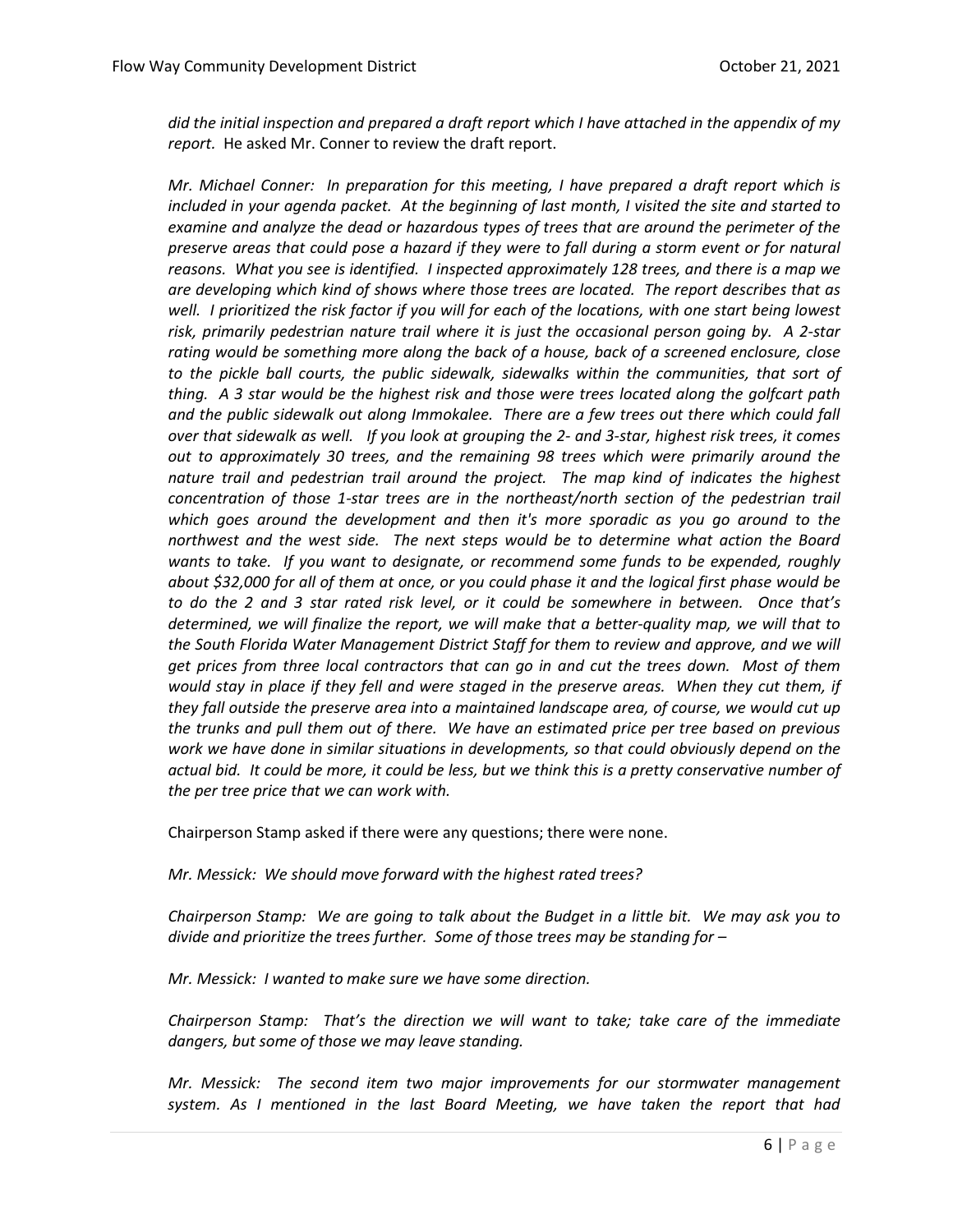*did the initial inspection and prepared a draft report which I have attached in the appendix of my report.* He asked Mr. Conner to review the draft report.

*Mr. Michael Conner: In preparation for this meeting, I have prepared a draft report which is included in your agenda packet. At the beginning of last month, I visited the site and started to examine and analyze the dead or hazardous types of trees that are around the perimeter of the preserve areas that could pose a hazard if they were to fall during a storm event or for natural reasons. What you see is identified. I inspected approximately 128 trees, and there is a map we are developing which kind of shows where those trees are located. The report describes that as well. I prioritized the risk factor if you will for each of the locations, with one start being lowest risk, primarily pedestrian nature trail where it is just the occasional person going by. A 2-star rating would be something more along the back of a house, back of a screened enclosure, close to the pickle ball courts, the public sidewalk, sidewalks within the communities, that sort of thing. A 3 star would be the highest risk and those were trees located along the golfcart path and the public sidewalk out along Immokalee. There are a few trees out there which could fall over that sidewalk as well. If you look at grouping the 2- and 3-star, highest risk trees, it comes out to approximately 30 trees, and the remaining 98 trees which were primarily around the nature trail and pedestrian trail around the project. The map kind of indicates the highest concentration of those 1-star trees are in the northeast/north section of the pedestrian trail which goes around the development and then it's more sporadic as you go around to the northwest and the west side. The next steps would be to determine what action the Board wants to take. If you want to designate, or recommend some funds to be expended, roughly about $32,000 for all of them at once, or you could phase it and the logical first phase would be to do the 2 and 3 star rated risk level, or it could be somewhere in between. Once that's determined, we will finalize the report, we will make that a better-quality map, we will that to the South Florida Water Management District Staff for them to review and approve, and we will get prices from three local contractors that can go in and cut the trees down. Most of them would stay in place if they fell and were staged in the preserve areas. When they cut them, if they fall outside the preserve area into a maintained landscape area, of course, we would cut up the trunks and pull them out of there. We have an estimated price per tree based on previous work we have done in similar situations in developments, so that could obviously depend on the actual bid. It could be more, it could be less, but we think this is a pretty conservative number of the per tree price that we can work with.*

Chairperson Stamp asked if there were any questions; there were none.

*Mr. Messick: We should move forward with the highest rated trees?*

*Chairperson Stamp: We are going to talk about the Budget in a little bit. We may ask you to divide and prioritize the trees further. Some of those trees may be standing for –*

*Mr. Messick: I wanted to make sure we have some direction.*

*Chairperson Stamp: That's the direction we will want to take; take care of the immediate dangers, but some of those we may leave standing.*

*Mr. Messick: The second item two major improvements for our stormwater management system. As I mentioned in the last Board Meeting, we have taken the report that had*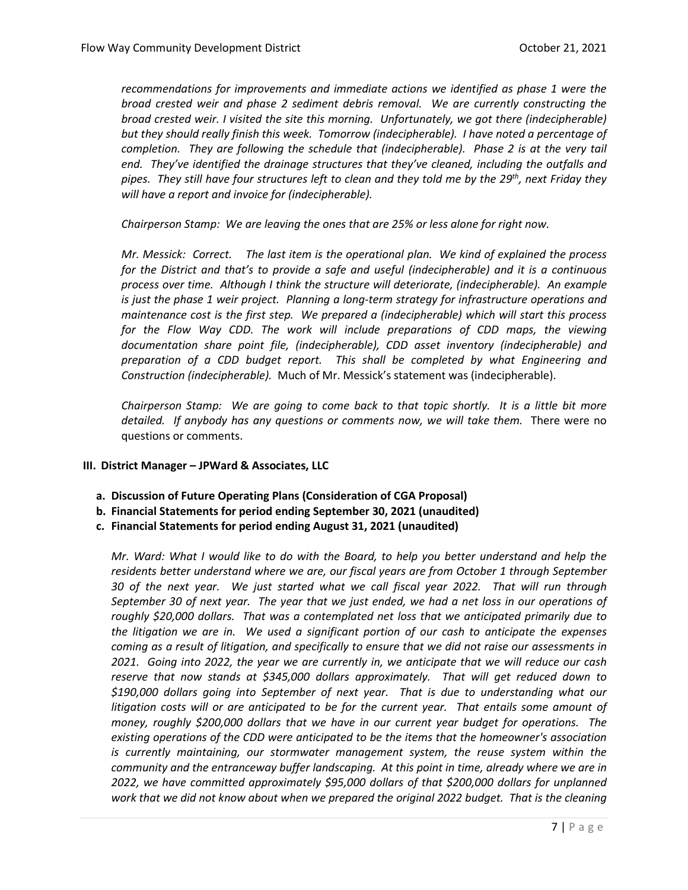*recommendations for improvements and immediate actions we identified as phase 1 were the broad crested weir and phase 2 sediment debris removal. We are currently constructing the broad crested weir. I visited the site this morning. Unfortunately, we got there (indecipherable) but they should really finish this week. Tomorrow (indecipherable). I have noted a percentage of completion. They are following the schedule that (indecipherable). Phase 2 is at the very tail end. They've identified the drainage structures that they've cleaned, including the outfalls and pipes. They still have four structures left to clean and they told me by the 29th, next Friday they will have a report and invoice for (indecipherable).*

*Chairperson Stamp: We are leaving the ones that are 25% or less alone for right now.*

*Mr. Messick: Correct. The last item is the operational plan. We kind of explained the process for the District and that's to provide a safe and useful (indecipherable) and it is a continuous process over time. Although I think the structure will deteriorate, (indecipherable). An example is just the phase 1 weir project. Planning a long-term strategy for infrastructure operations and maintenance cost is the first step. We prepared a (indecipherable) which will start this process for the Flow Way CDD. The work will include preparations of CDD maps, the viewing documentation share point file, (indecipherable), CDD asset inventory (indecipherable) and preparation of a CDD budget report. This shall be completed by what Engineering and Construction (indecipherable).* Much of Mr. Messick's statement was (indecipherable).

*Chairperson Stamp: We are going to come back to that topic shortly. It is a little bit more detailed. If anybody has any questions or comments now, we will take them.* There were no questions or comments.

**III. District Manager – JPWard & Associates, LLC**

- **a. Discussion of Future Operating Plans (Consideration of CGA Proposal)**
- **b. Financial Statements for period ending September 30, 2021 (unaudited)**
- **c. Financial Statements for period ending August 31, 2021 (unaudited)**

*Mr. Ward: What I would like to do with the Board, to help you better understand and help the residents better understand where we are, our fiscal years are from October 1 through September 30 of the next year. We just started what we call fiscal year 2022. That will run through September 30 of next year. The year that we just ended, we had a net loss in our operations of roughly $20,000 dollars. That was a contemplated net loss that we anticipated primarily due to the litigation we are in. We used a significant portion of our cash to anticipate the expenses coming as a result of litigation, and specifically to ensure that we did not raise our assessments in 2021. Going into 2022, the year we are currently in, we anticipate that we will reduce our cash reserve that now stands at $345,000 dollars approximately. That will get reduced down to $190,000 dollars going into September of next year. That is due to understanding what our litigation costs will or are anticipated to be for the current year. That entails some amount of money, roughly $200,000 dollars that we have in our current year budget for operations. The existing operations of the CDD were anticipated to be the items that the homeowner's association is currently maintaining, our stormwater management system, the reuse system within the community and the entranceway buffer landscaping. At this point in time, already where we are in 2022, we have committed approximately $95,000 dollars of that $200,000 dollars for unplanned work that we did not know about when we prepared the original 2022 budget. That is the cleaning*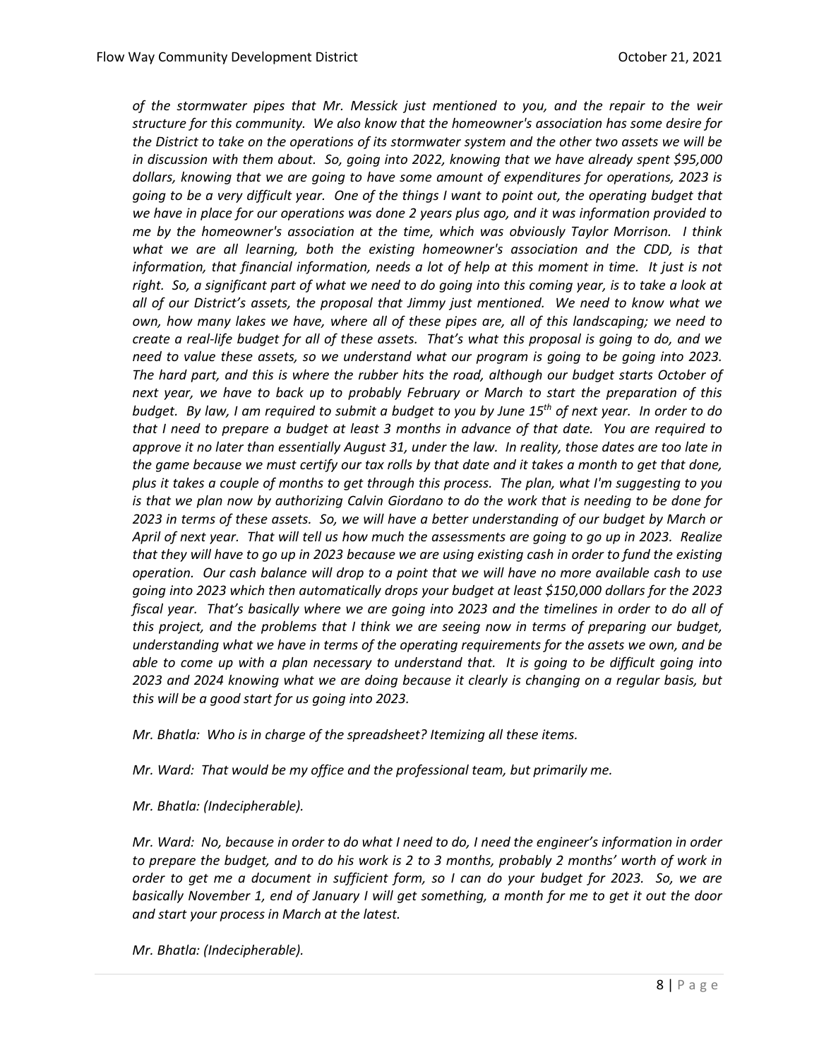*of the stormwater pipes that Mr. Messick just mentioned to you, and the repair to the weir structure for this community. We also know that the homeowner's association has some desire for the District to take on the operations of its stormwater system and the other two assets we will be in discussion with them about. So, going into 2022, knowing that we have already spent $95,000 dollars, knowing that we are going to have some amount of expenditures for operations, 2023 is going to be a very difficult year. One of the things I want to point out, the operating budget that we have in place for our operations was done 2 years plus ago, and it was information provided to me by the homeowner's association at the time, which was obviously Taylor Morrison. I think what we are all learning, both the existing homeowner's association and the CDD, is that information, that financial information, needs a lot of help at this moment in time. It just is not right. So, a significant part of what we need to do going into this coming year, is to take a look at all of our District's assets, the proposal that Jimmy just mentioned. We need to know what we own, how many lakes we have, where all of these pipes are, all of this landscaping; we need to create a real-life budget for all of these assets. That's what this proposal is going to do, and we need to value these assets, so we understand what our program is going to be going into 2023. The hard part, and this is where the rubber hits the road, although our budget starts October of next year, we have to back up to probably February or March to start the preparation of this budget. By law, I am required to submit a budget to you by June 15th of next year. In order to do that I need to prepare a budget at least 3 months in advance of that date. You are required to approve it no later than essentially August 31, under the law. In reality, those dates are too late in the game because we must certify our tax rolls by that date and it takes a month to get that done, plus it takes a couple of months to get through this process. The plan, what I'm suggesting to you is that we plan now by authorizing Calvin Giordano to do the work that is needing to be done for 2023 in terms of these assets. So, we will have a better understanding of our budget by March or April of next year. That will tell us how much the assessments are going to go up in 2023. Realize that they will have to go up in 2023 because we are using existing cash in order to fund the existing operation. Our cash balance will drop to a point that we will have no more available cash to use going into 2023 which then automatically drops your budget at least $150,000 dollars for the 2023 fiscal year. That's basically where we are going into 2023 and the timelines in order to do all of this project, and the problems that I think we are seeing now in terms of preparing our budget, understanding what we have in terms of the operating requirements for the assets we own, and be able to come up with a plan necessary to understand that. It is going to be difficult going into 2023 and 2024 knowing what we are doing because it clearly is changing on a regular basis, but this will be a good start for us going into 2023.*

*Mr. Bhatla: Who is in charge of the spreadsheet? Itemizing all these items.*

*Mr. Ward: That would be my office and the professional team, but primarily me.*

*Mr. Bhatla: (Indecipherable).*

*Mr. Ward: No, because in order to do what I need to do, I need the engineer's information in order to prepare the budget, and to do his work is 2 to 3 months, probably 2 months' worth of work in order to get me a document in sufficient form, so I can do your budget for 2023. So, we are basically November 1, end of January I will get something, a month for me to get it out the door and start your process in March at the latest.*

*Mr. Bhatla: (Indecipherable).*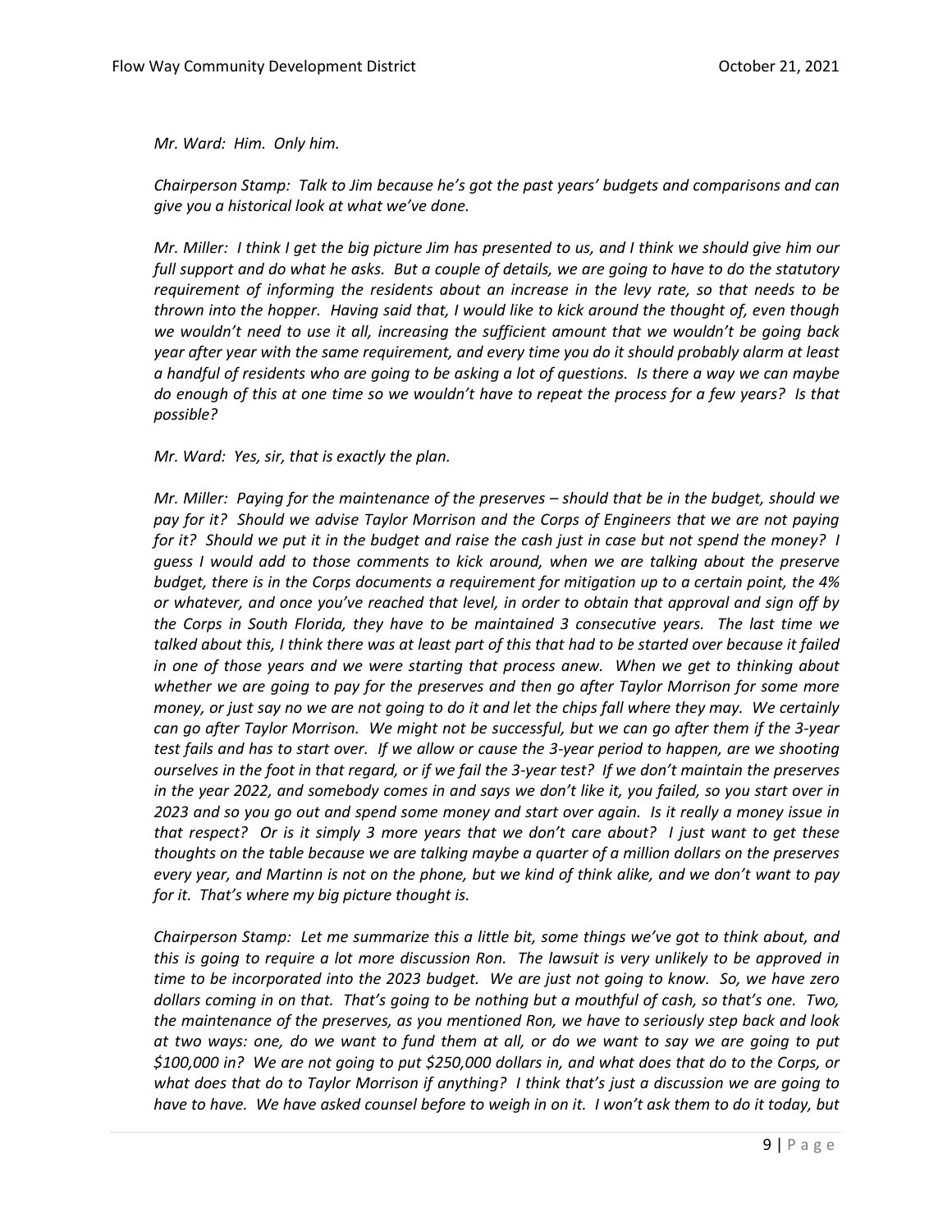*Mr. Ward: Him. Only him.*

*Chairperson Stamp: Talk to Jim because he's got the past years' budgets and comparisons and can give you a historical look at what we've done.*

*Mr. Miller: I think I get the big picture Jim has presented to us, and I think we should give him our full support and do what he asks. But a couple of details, we are going to have to do the statutory requirement of informing the residents about an increase in the levy rate, so that needs to be thrown into the hopper. Having said that, I would like to kick around the thought of, even though we wouldn't need to use it all, increasing the sufficient amount that we wouldn't be going back year after year with the same requirement, and every time you do it should probably alarm at least a handful of residents who are going to be asking a lot of questions. Is there a way we can maybe do enough of this at one time so we wouldn't have to repeat the process for a few years? Is that possible?*

*Mr. Ward: Yes, sir, that is exactly the plan.*

*Mr. Miller: Paying for the maintenance of the preserves – should that be in the budget, should we pay for it? Should we advise Taylor Morrison and the Corps of Engineers that we are not paying for it? Should we put it in the budget and raise the cash just in case but not spend the money? I guess I would add to those comments to kick around, when we are talking about the preserve budget, there is in the Corps documents a requirement for mitigation up to a certain point, the 4% or whatever, and once you've reached that level, in order to obtain that approval and sign off by the Corps in South Florida, they have to be maintained 3 consecutive years. The last time we talked about this, I think there was at least part of this that had to be started over because it failed in one of those years and we were starting that process anew. When we get to thinking about whether we are going to pay for the preserves and then go after Taylor Morrison for some more money, or just say no we are not going to do it and let the chips fall where they may. We certainly can go after Taylor Morrison. We might not be successful, but we can go after them if the 3-year test fails and has to start over. If we allow or cause the 3-year period to happen, are we shooting ourselves in the foot in that regard, or if we fail the 3-year test? If we don't maintain the preserves in the year 2022, and somebody comes in and says we don't like it, you failed, so you start over in 2023 and so you go out and spend some money and start over again. Is it really a money issue in that respect? Or is it simply 3 more years that we don't care about? I just want to get these thoughts on the table because we are talking maybe a quarter of a million dollars on the preserves every year, and Martinn is not on the phone, but we kind of think alike, and we don't want to pay for it. That's where my big picture thought is.*

*Chairperson Stamp: Let me summarize this a little bit, some things we've got to think about, and this is going to require a lot more discussion Ron. The lawsuit is very unlikely to be approved in time to be incorporated into the 2023 budget. We are just not going to know. So, we have zero dollars coming in on that. That's going to be nothing but a mouthful of cash, so that's one. Two, the maintenance of the preserves, as you mentioned Ron, we have to seriously step back and look at two ways: one, do we want to fund them at all, or do we want to say we are going to put $100,000 in? We are not going to put $250,000 dollars in, and what does that do to the Corps, or what does that do to Taylor Morrison if anything? I think that's just a discussion we are going to have to have. We have asked counsel before to weigh in on it. I won't ask them to do it today, but*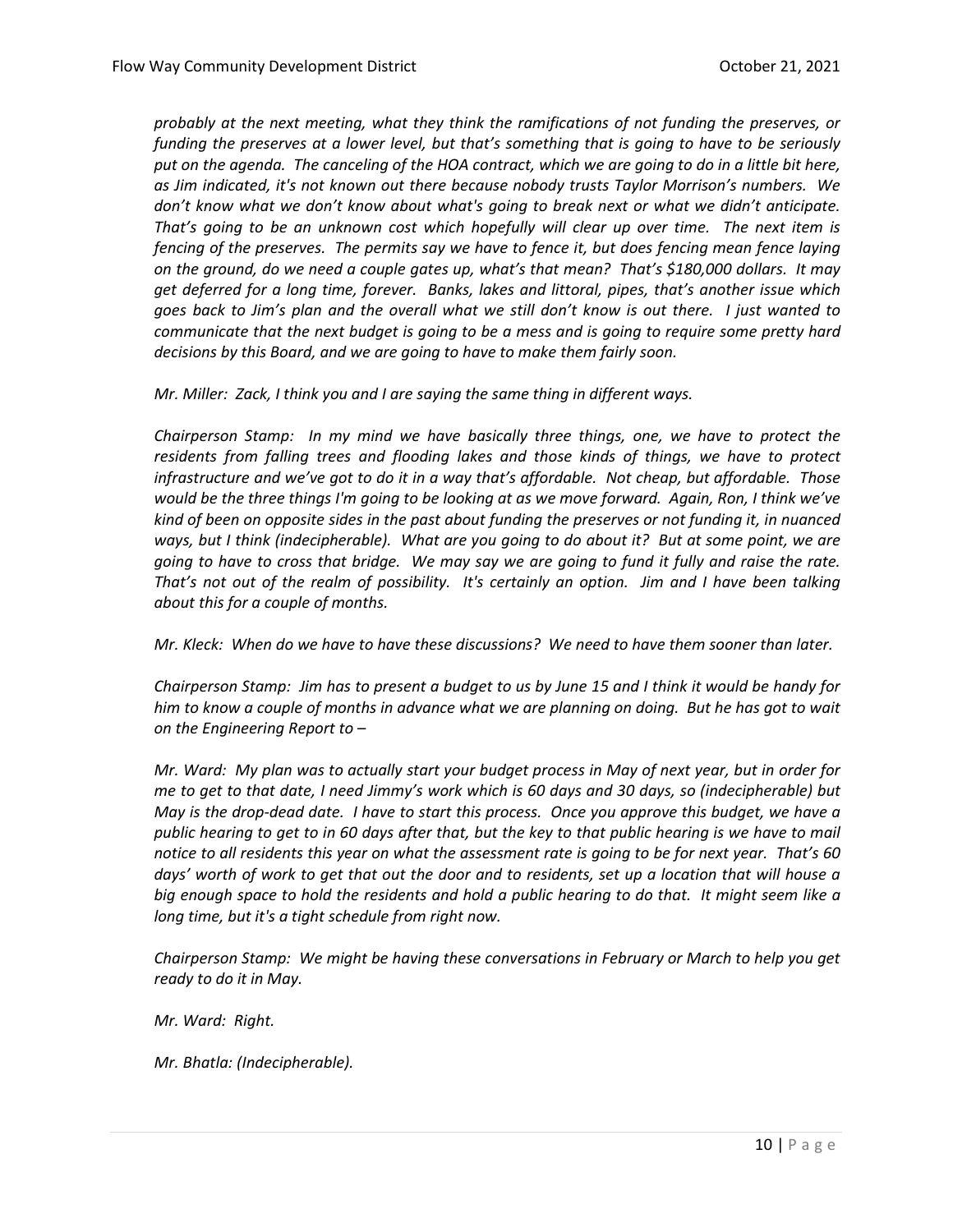*probably at the next meeting, what they think the ramifications of not funding the preserves, or funding the preserves at a lower level, but that's something that is going to have to be seriously put on the agenda. The canceling of the HOA contract, which we are going to do in a little bit here, as Jim indicated, it's not known out there because nobody trusts Taylor Morrison's numbers. We don't know what we don't know about what's going to break next or what we didn't anticipate. That's going to be an unknown cost which hopefully will clear up over time. The next item is fencing of the preserves. The permits say we have to fence it, but does fencing mean fence laying on the ground, do we need a couple gates up, what's that mean? That's $180,000 dollars. It may get deferred for a long time, forever. Banks, lakes and littoral, pipes, that's another issue which goes back to Jim's plan and the overall what we still don't know is out there. I just wanted to communicate that the next budget is going to be a mess and is going to require some pretty hard decisions by this Board, and we are going to have to make them fairly soon.*

*Mr. Miller: Zack, I think you and I are saying the same thing in different ways.*

*Chairperson Stamp: In my mind we have basically three things, one, we have to protect the residents from falling trees and flooding lakes and those kinds of things, we have to protect infrastructure and we've got to do it in a way that's affordable. Not cheap, but affordable. Those would be the three things I'm going to be looking at as we move forward. Again, Ron, I think we've kind of been on opposite sides in the past about funding the preserves or not funding it, in nuanced ways, but I think (indecipherable). What are you going to do about it? But at some point, we are going to have to cross that bridge. We may say we are going to fund it fully and raise the rate. That's not out of the realm of possibility. It's certainly an option. Jim and I have been talking about this for a couple of months.*

*Mr. Kleck: When do we have to have these discussions? We need to have them sooner than later.*

*Chairperson Stamp: Jim has to present a budget to us by June 15 and I think it would be handy for him to know a couple of months in advance what we are planning on doing. But he has got to wait on the Engineering Report to –*

*Mr. Ward: My plan was to actually start your budget process in May of next year, but in order for me to get to that date, I need Jimmy's work which is 60 days and 30 days, so (indecipherable) but May is the drop-dead date. I have to start this process. Once you approve this budget, we have a public hearing to get to in 60 days after that, but the key to that public hearing is we have to mail notice to all residents this year on what the assessment rate is going to be for next year. That's 60 days' worth of work to get that out the door and to residents, set up a location that will house a big enough space to hold the residents and hold a public hearing to do that. It might seem like a long time, but it's a tight schedule from right now.*

*Chairperson Stamp: We might be having these conversations in February or March to help you get ready to do it in May.*

*Mr. Ward: Right.*

*Mr. Bhatla: (Indecipherable).*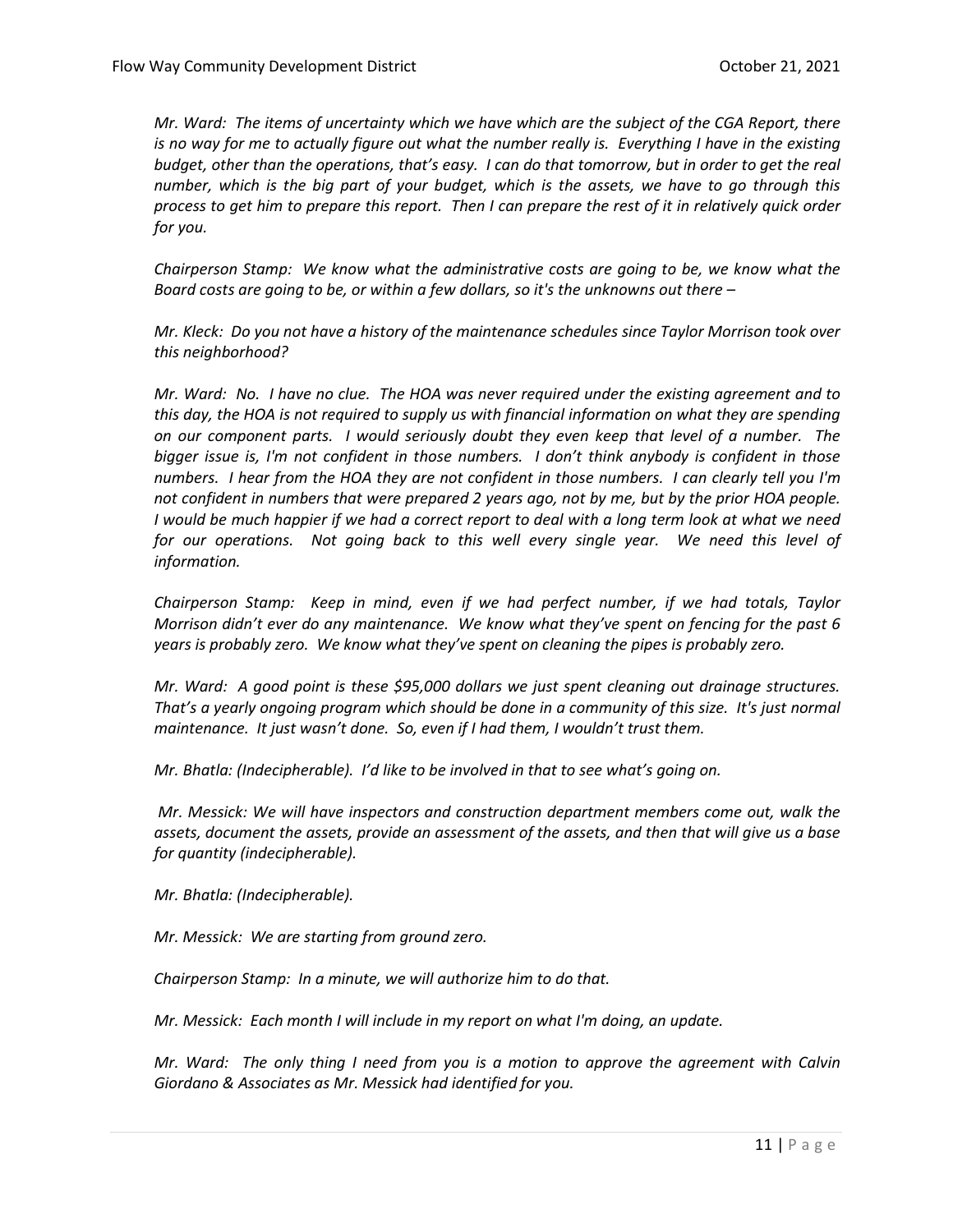*Mr. Ward: The items of uncertainty which we have which are the subject of the CGA Report, there is no way for me to actually figure out what the number really is. Everything I have in the existing budget, other than the operations, that's easy. I can do that tomorrow, but in order to get the real number, which is the big part of your budget, which is the assets, we have to go through this process to get him to prepare this report. Then I can prepare the rest of it in relatively quick order for you.*

*Chairperson Stamp: We know what the administrative costs are going to be, we know what the Board costs are going to be, or within a few dollars, so it's the unknowns out there –*

*Mr. Kleck: Do you not have a history of the maintenance schedules since Taylor Morrison took over this neighborhood?*

*Mr. Ward: No. I have no clue. The HOA was never required under the existing agreement and to this day, the HOA is not required to supply us with financial information on what they are spending on our component parts. I would seriously doubt they even keep that level of a number. The bigger issue is, I'm not confident in those numbers. I don't think anybody is confident in those numbers. I hear from the HOA they are not confident in those numbers. I can clearly tell you I'm not confident in numbers that were prepared 2 years ago, not by me, but by the prior HOA people. I would be much happier if we had a correct report to deal with a long term look at what we need for our operations. Not going back to this well every single year. We need this level of information.*

*Chairperson Stamp: Keep in mind, even if we had perfect number, if we had totals, Taylor Morrison didn't ever do any maintenance. We know what they've spent on fencing for the past 6 years is probably zero. We know what they've spent on cleaning the pipes is probably zero.*

*Mr. Ward: A good point is these $95,000 dollars we just spent cleaning out drainage structures. That's a yearly ongoing program which should be done in a community of this size. It's just normal maintenance. It just wasn't done. So, even if I had them, I wouldn't trust them.*

*Mr. Bhatla: (Indecipherable). I'd like to be involved in that to see what's going on.*

*Mr. Messick: We will have inspectors and construction department members come out, walk the assets, document the assets, provide an assessment of the assets, and then that will give us a base for quantity (indecipherable).*

*Mr. Bhatla: (Indecipherable).*

*Mr. Messick: We are starting from ground zero.*

*Chairperson Stamp: In a minute, we will authorize him to do that.*

*Mr. Messick: Each month I will include in my report on what I'm doing, an update.*

*Mr. Ward: The only thing I need from you is a motion to approve the agreement with Calvin Giordano & Associates as Mr. Messick had identified for you.*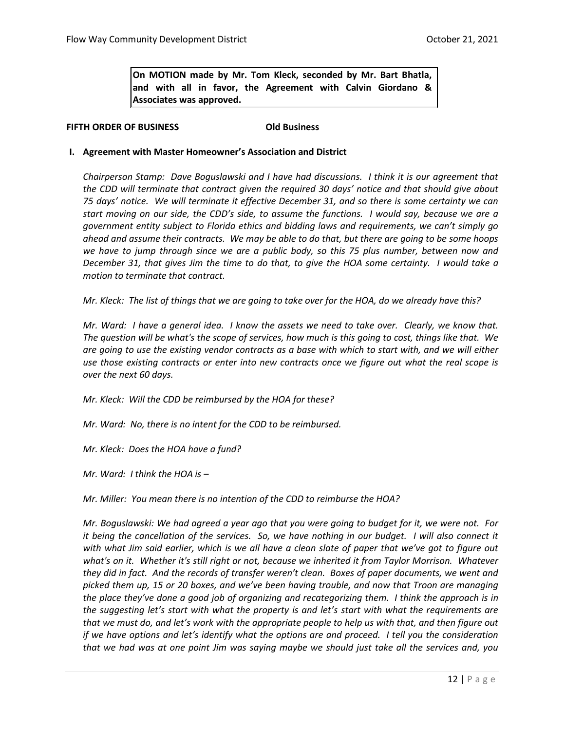**On MOTION made by Mr. Tom Kleck, seconded by Mr. Bart Bhatla, and with all in favor, the Agreement with Calvin Giordano & Associates was approved.**

**FIFTH ORDER OF BUSINESS Old Business**

**I. Agreement with Master Homeowner's Association and District**

*Chairperson Stamp: Dave Boguslawski and I have had discussions. I think it is our agreement that the CDD will terminate that contract given the required 30 days' notice and that should give about 75 days' notice. We will terminate it effective December 31, and so there is some certainty we can start moving on our side, the CDD's side, to assume the functions. I would say, because we are a government entity subject to Florida ethics and bidding laws and requirements, we can't simply go ahead and assume their contracts. We may be able to do that, but there are going to be some hoops we have to jump through since we are a public body, so this 75 plus number, between now and December 31, that gives Jim the time to do that, to give the HOA some certainty. I would take a motion to terminate that contract.*

*Mr. Kleck: The list of things that we are going to take over for the HOA, do we already have this?*

*Mr. Ward: I have a general idea. I know the assets we need to take over. Clearly, we know that. The question will be what's the scope of services, how much is this going to cost, things like that. We are going to use the existing vendor contracts as a base with which to start with, and we will either use those existing contracts or enter into new contracts once we figure out what the real scope is over the next 60 days.*

*Mr. Kleck: Will the CDD be reimbursed by the HOA for these?*

*Mr. Ward: No, there is no intent for the CDD to be reimbursed.*

*Mr. Kleck: Does the HOA have a fund?*

*Mr. Ward: I think the HOA is –*

*Mr. Miller: You mean there is no intention of the CDD to reimburse the HOA?*

*Mr. Boguslawski: We had agreed a year ago that you were going to budget for it, we were not. For it being the cancellation of the services. So, we have nothing in our budget. I will also connect it with what Jim said earlier, which is we all have a clean slate of paper that we've got to figure out what's on it. Whether it's still right or not, because we inherited it from Taylor Morrison. Whatever they did in fact. And the records of transfer weren't clean. Boxes of paper documents, we went and picked them up, 15 or 20 boxes, and we've been having trouble, and now that Troon are managing the place they've done a good job of organizing and recategorizing them. I think the approach is in the suggesting let's start with what the property is and let's start with what the requirements are that we must do, and let's work with the appropriate people to help us with that, and then figure out if we have options and let's identify what the options are and proceed. I tell you the consideration that we had was at one point Jim was saying maybe we should just take all the services and, you*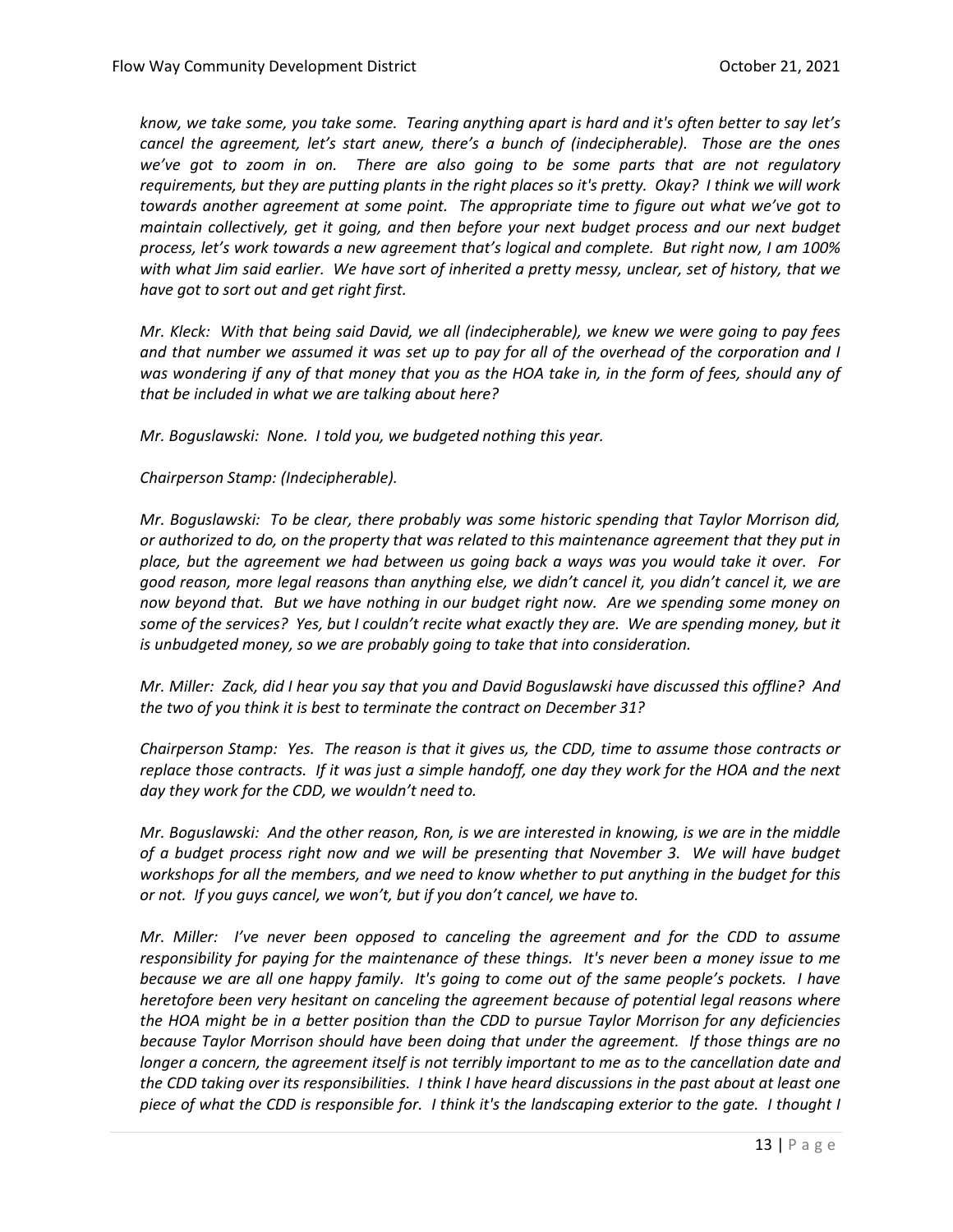*know, we take some, you take some. Tearing anything apart is hard and it's often better to say let's cancel the agreement, let's start anew, there's a bunch of (indecipherable). Those are the ones we've got to zoom in on. There are also going to be some parts that are not regulatory requirements, but they are putting plants in the right places so it's pretty. Okay? I think we will work towards another agreement at some point. The appropriate time to figure out what we've got to maintain collectively, get it going, and then before your next budget process and our next budget process, let's work towards a new agreement that's logical and complete. But right now, I am 100% with what Jim said earlier. We have sort of inherited a pretty messy, unclear, set of history, that we have got to sort out and get right first.*

*Mr. Kleck: With that being said David, we all (indecipherable), we knew we were going to pay fees and that number we assumed it was set up to pay for all of the overhead of the corporation and I was wondering if any of that money that you as the HOA take in, in the form of fees, should any of that be included in what we are talking about here?*

*Mr. Boguslawski: None. I told you, we budgeted nothing this year.*

*Chairperson Stamp: (Indecipherable).*

*Mr. Boguslawski: To be clear, there probably was some historic spending that Taylor Morrison did, or authorized to do, on the property that was related to this maintenance agreement that they put in place, but the agreement we had between us going back a ways was you would take it over. For good reason, more legal reasons than anything else, we didn't cancel it, you didn't cancel it, we are now beyond that. But we have nothing in our budget right now. Are we spending some money on some of the services? Yes, but I couldn't recite what exactly they are. We are spending money, but it is unbudgeted money, so we are probably going to take that into consideration.*

*Mr. Miller: Zack, did I hear you say that you and David Boguslawski have discussed this offline? And the two of you think it is best to terminate the contract on December 31?*

*Chairperson Stamp: Yes. The reason is that it gives us, the CDD, time to assume those contracts or replace those contracts. If it was just a simple handoff, one day they work for the HOA and the next day they work for the CDD, we wouldn't need to.*

*Mr. Boguslawski: And the other reason, Ron, is we are interested in knowing, is we are in the middle of a budget process right now and we will be presenting that November 3. We will have budget workshops for all the members, and we need to know whether to put anything in the budget for this or not. If you guys cancel, we won't, but if you don't cancel, we have to.*

*Mr. Miller: I've never been opposed to canceling the agreement and for the CDD to assume responsibility for paying for the maintenance of these things. It's never been a money issue to me because we are all one happy family. It's going to come out of the same people's pockets. I have heretofore been very hesitant on canceling the agreement because of potential legal reasons where the HOA might be in a better position than the CDD to pursue Taylor Morrison for any deficiencies because Taylor Morrison should have been doing that under the agreement. If those things are no longer a concern, the agreement itself is not terribly important to me as to the cancellation date and the CDD taking over its responsibilities. I think I have heard discussions in the past about at least one piece of what the CDD is responsible for. I think it's the landscaping exterior to the gate. I thought I*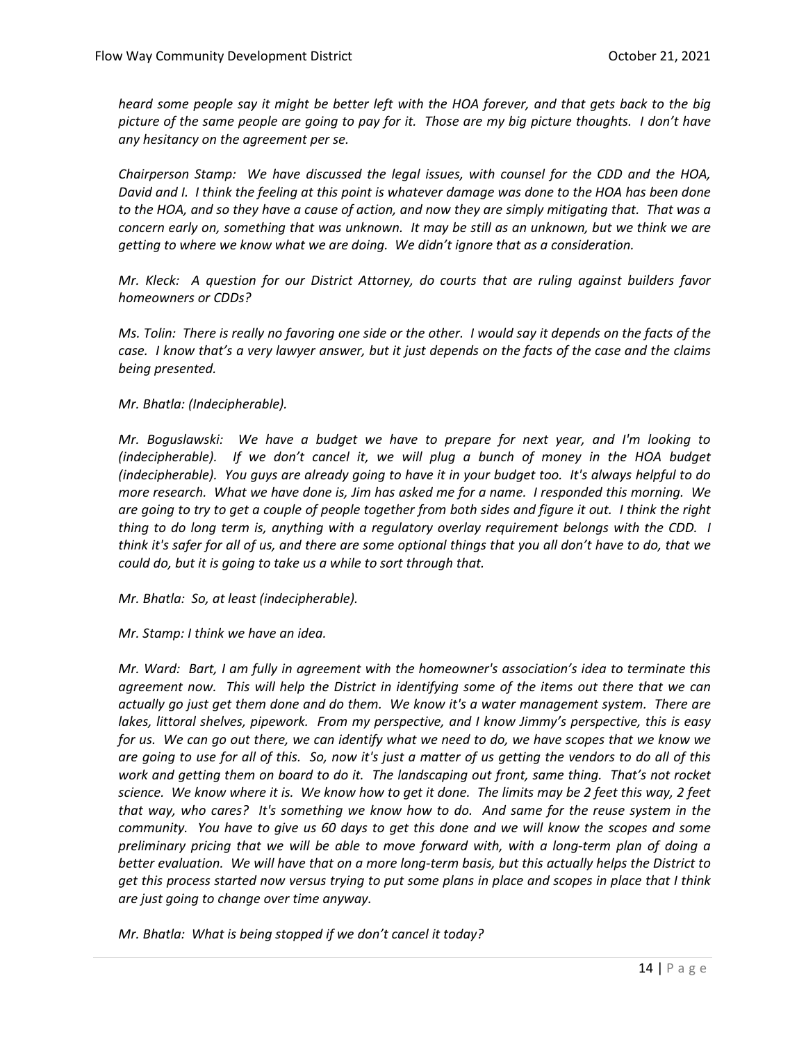*heard some people say it might be better left with the HOA forever, and that gets back to the big picture of the same people are going to pay for it. Those are my big picture thoughts. I don't have any hesitancy on the agreement per se.*

*Chairperson Stamp: We have discussed the legal issues, with counsel for the CDD and the HOA, David and I. I think the feeling at this point is whatever damage was done to the HOA has been done to the HOA, and so they have a cause of action, and now they are simply mitigating that. That was a concern early on, something that was unknown. It may be still as an unknown, but we think we are getting to where we know what we are doing. We didn't ignore that as a consideration.*

*Mr. Kleck: A question for our District Attorney, do courts that are ruling against builders favor homeowners or CDDs?*

*Ms. Tolin: There is really no favoring one side or the other. I would say it depends on the facts of the case. I know that's a very lawyer answer, but it just depends on the facts of the case and the claims being presented.*

*Mr. Bhatla: (Indecipherable).*

*Mr. Boguslawski: We have a budget we have to prepare for next year, and I'm looking to (indecipherable). If we don't cancel it, we will plug a bunch of money in the HOA budget (indecipherable). You guys are already going to have it in your budget too. It's always helpful to do more research. What we have done is, Jim has asked me for a name. I responded this morning. We are going to try to get a couple of people together from both sides and figure it out. I think the right thing to do long term is, anything with a regulatory overlay requirement belongs with the CDD. I think it's safer for all of us, and there are some optional things that you all don't have to do, that we could do, but it is going to take us a while to sort through that.*

*Mr. Bhatla: So, at least (indecipherable).*

*Mr. Stamp: I think we have an idea.*

*Mr. Ward: Bart, I am fully in agreement with the homeowner's association's idea to terminate this agreement now. This will help the District in identifying some of the items out there that we can actually go just get them done and do them. We know it's a water management system. There are lakes, littoral shelves, pipework. From my perspective, and I know Jimmy's perspective, this is easy for us. We can go out there, we can identify what we need to do, we have scopes that we know we are going to use for all of this. So, now it's just a matter of us getting the vendors to do all of this work and getting them on board to do it. The landscaping out front, same thing. That's not rocket science. We know where it is. We know how to get it done. The limits may be 2 feet this way, 2 feet that way, who cares? It's something we know how to do. And same for the reuse system in the community. You have to give us 60 days to get this done and we will know the scopes and some preliminary pricing that we will be able to move forward with, with a long-term plan of doing a better evaluation. We will have that on a more long-term basis, but this actually helps the District to get this process started now versus trying to put some plans in place and scopes in place that I think are just going to change over time anyway.*

*Mr. Bhatla: What is being stopped if we don't cancel it today?*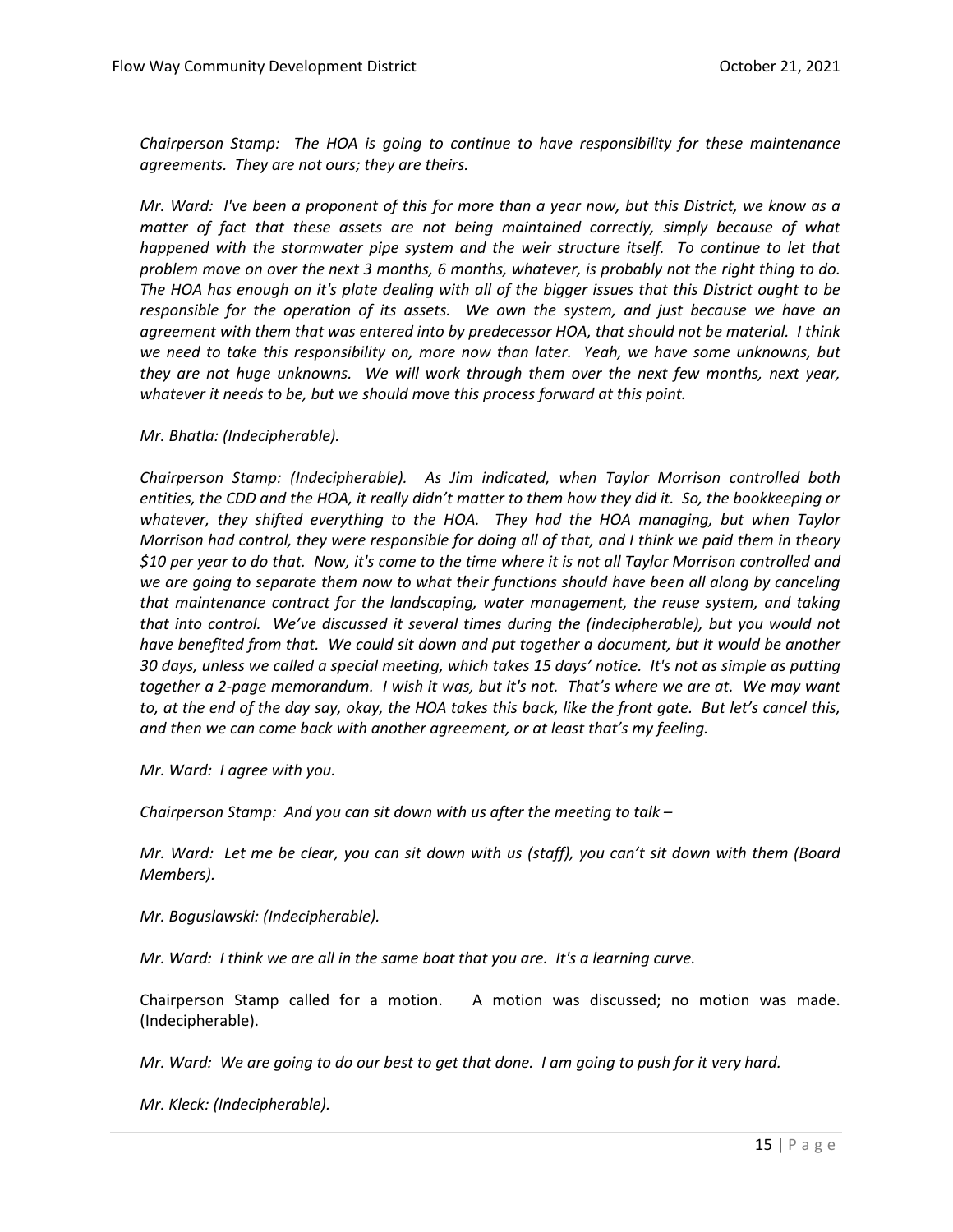*Chairperson Stamp: The HOA is going to continue to have responsibility for these maintenance agreements. They are not ours; they are theirs.*

*Mr. Ward: I've been a proponent of this for more than a year now, but this District, we know as a matter of fact that these assets are not being maintained correctly, simply because of what happened with the stormwater pipe system and the weir structure itself. To continue to let that problem move on over the next 3 months, 6 months, whatever, is probably not the right thing to do. The HOA has enough on it's plate dealing with all of the bigger issues that this District ought to be responsible for the operation of its assets. We own the system, and just because we have an agreement with them that was entered into by predecessor HOA, that should not be material. I think we need to take this responsibility on, more now than later. Yeah, we have some unknowns, but they are not huge unknowns. We will work through them over the next few months, next year, whatever it needs to be, but we should move this process forward at this point.*

*Mr. Bhatla: (Indecipherable).*

*Chairperson Stamp: (Indecipherable). As Jim indicated, when Taylor Morrison controlled both entities, the CDD and the HOA, it really didn't matter to them how they did it. So, the bookkeeping or whatever, they shifted everything to the HOA. They had the HOA managing, but when Taylor Morrison had control, they were responsible for doing all of that, and I think we paid them in theory $10 per year to do that. Now, it's come to the time where it is not all Taylor Morrison controlled and we are going to separate them now to what their functions should have been all along by canceling that maintenance contract for the landscaping, water management, the reuse system, and taking that into control. We've discussed it several times during the (indecipherable), but you would not have benefited from that. We could sit down and put together a document, but it would be another 30 days, unless we called a special meeting, which takes 15 days' notice. It's not as simple as putting together a 2-page memorandum. I wish it was, but it's not. That's where we are at. We may want to, at the end of the day say, okay, the HOA takes this back, like the front gate. But let's cancel this, and then we can come back with another agreement, or at least that's my feeling.*

*Mr. Ward: I agree with you.*

*Chairperson Stamp: And you can sit down with us after the meeting to talk –*

*Mr. Ward: Let me be clear, you can sit down with us (staff), you can't sit down with them (Board Members).*

*Mr. Boguslawski: (Indecipherable).*

*Mr. Ward: I think we are all in the same boat that you are. It's a learning curve.*

Chairperson Stamp called for a motion. A motion was discussed; no motion was made. (Indecipherable).

*Mr. Ward: We are going to do our best to get that done. I am going to push for it very hard.*

*Mr. Kleck: (Indecipherable).*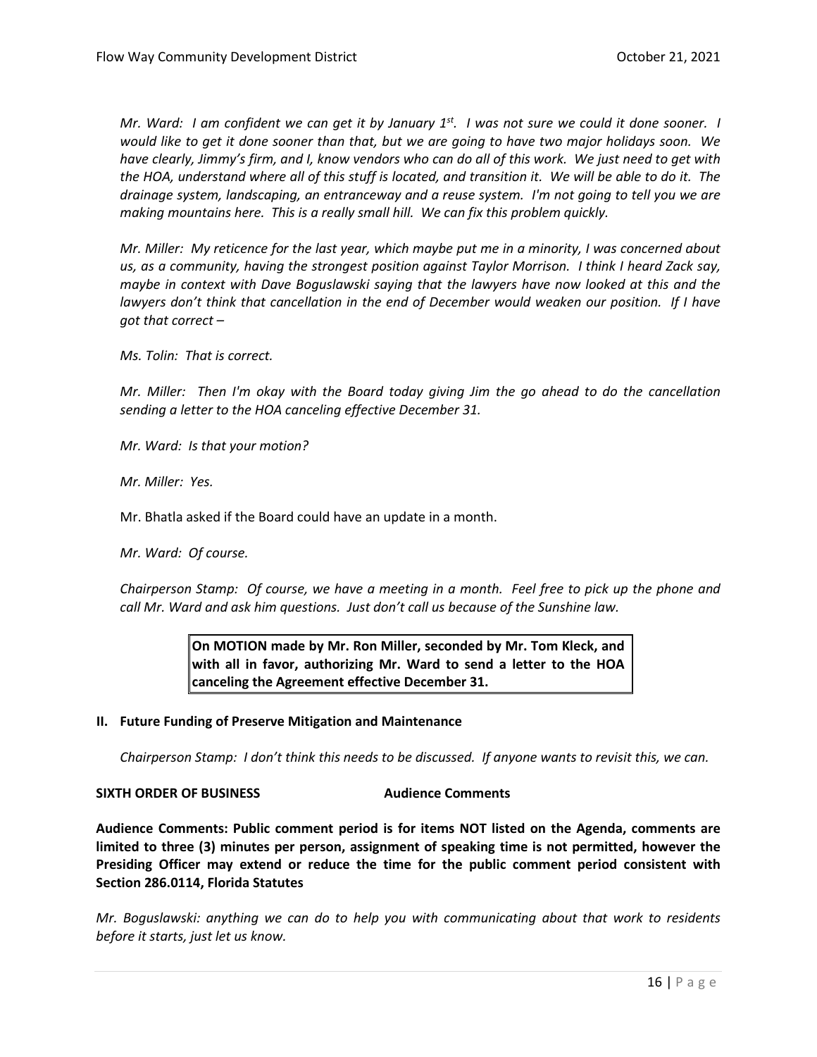*Mr. Ward: I am confident we can get it by January 1st. I was not sure we could it done sooner. I would like to get it done sooner than that, but we are going to have two major holidays soon. We have clearly, Jimmy's firm, and I, know vendors who can do all of this work. We just need to get with the HOA, understand where all of this stuff is located, and transition it. We will be able to do it. The drainage system, landscaping, an entranceway and a reuse system. I'm not going to tell you we are making mountains here. This is a really small hill. We can fix this problem quickly.*

*Mr. Miller: My reticence for the last year, which maybe put me in a minority, I was concerned about us, as a community, having the strongest position against Taylor Morrison. I think I heard Zack say, maybe in context with Dave Boguslawski saying that the lawyers have now looked at this and the lawyers don't think that cancellation in the end of December would weaken our position. If I have got that correct –*

*Ms. Tolin: That is correct.*

*Mr. Miller: Then I'm okay with the Board today giving Jim the go ahead to do the cancellation sending a letter to the HOA canceling effective December 31.*

*Mr. Ward: Is that your motion?*

*Mr. Miller: Yes.*

Mr. Bhatla asked if the Board could have an update in a month.

*Mr. Ward: Of course.*

*Chairperson Stamp: Of course, we have a meeting in a month. Feel free to pick up the phone and call Mr. Ward and ask him questions. Just don't call us because of the Sunshine law.*

> **On MOTION made by Mr. Ron Miller, seconded by Mr. Tom Kleck, and with all in favor, authorizing Mr. Ward to send a letter to the HOA canceling the Agreement effective December 31.**

**II. Future Funding of Preserve Mitigation and Maintenance**

*Chairperson Stamp: I don't think this needs to be discussed. If anyone wants to revisit this, we can.*

**SIXTH ORDER OF BUSINESS Audience Comments**

**Audience Comments: Public comment period is for items NOT listed on the Agenda, comments are limited to three (3) minutes per person, assignment of speaking time is not permitted, however the Presiding Officer may extend or reduce the time for the public comment period consistent with Section 286.0114, Florida Statutes**

*Mr. Boguslawski: anything we can do to help you with communicating about that work to residents before it starts, just let us know.*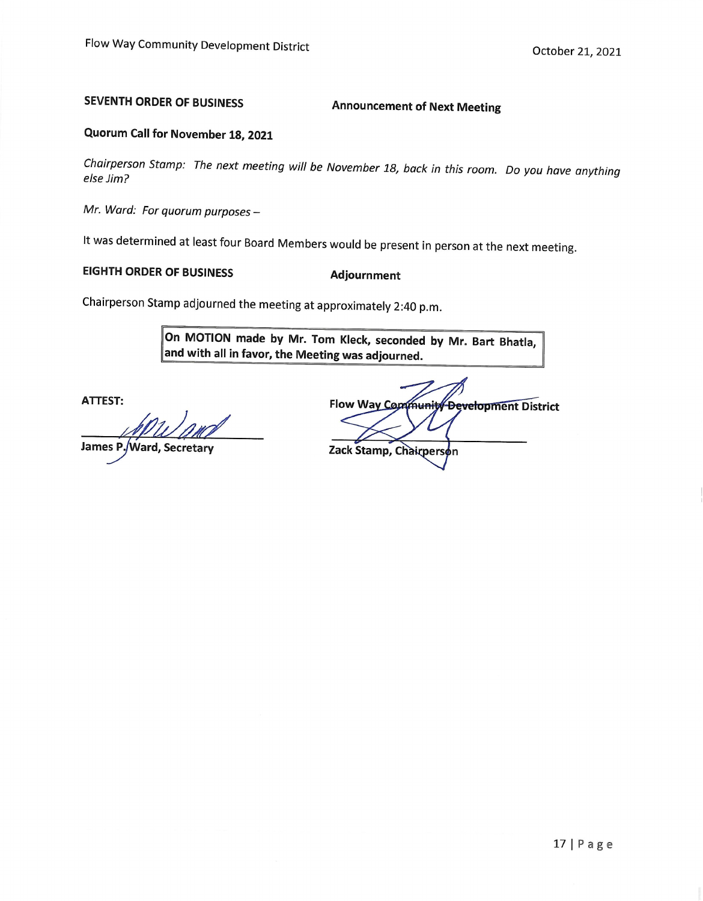**SEVENTH ORDER OF BUSINESS** **Announcement of Next Meeting**

**Quorum Call for November 18, 2021**

*Chairperson Stamp: The next meeting will be November 18, back in this room. Do you have anything else Jim?*

*Mr. Ward: For quorum purposes –*

It was determined at least four Board Members would be present in person at the next meeting.

**EIGHTH ORDER OF BUSINESS** **Adjournment**

Chairperson Stamp adjourned the meeting at approximately 2:40 p.m.

| |
|---|
| **On MOTION made by Mr. Tom Kleck, seconded by Mr. Bart Bhatla, and with all in favor, the Meeting was adjourned.** |

**ATTEST:**

**James P. Ward, Secretary**

**Flow Way Community Development District**

**Zack Stamp, Chairperson**